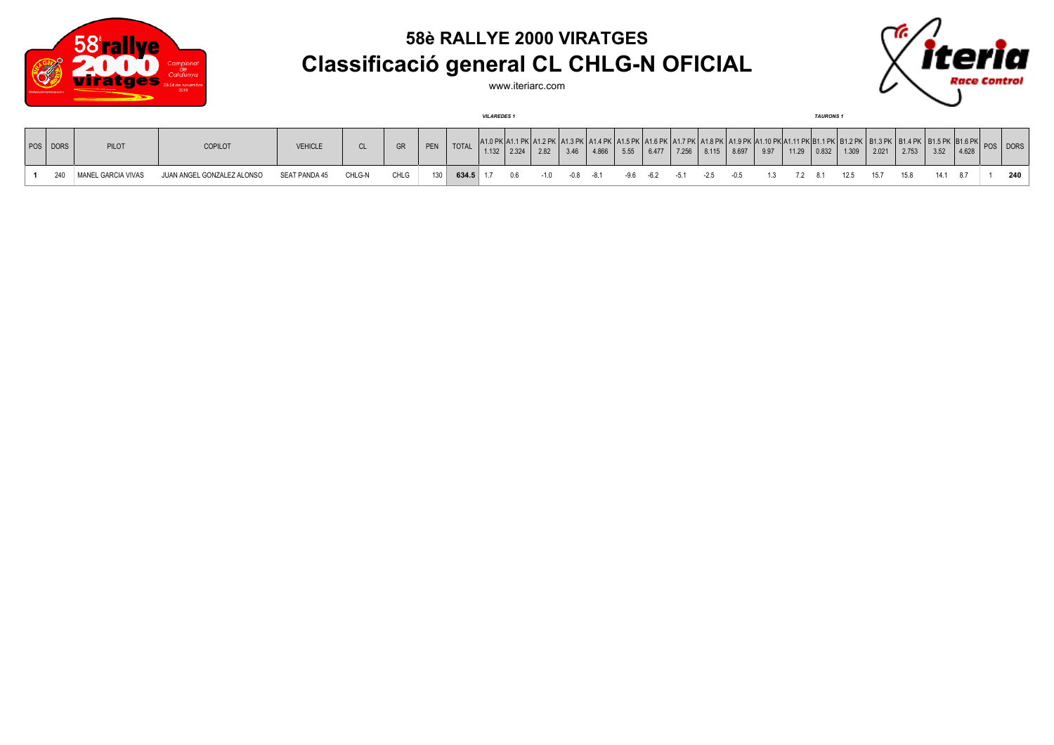# 58è RALLYE 2000 VIRATGES

## Classificació general CL CHLG-N OFICIAL

www.iteriarc.com

| POS | DORS | PILOT | COPILOT | VEHICLE | CL | GR | PEN | TOTAL | A1.0 PK 1.132 | A1.1 PK 2.324 | A1.2 PK 2.82 | A1.3 PK 3.46 | A1.4 PK 4.866 | A1.5 PK 5.55 | A1.6 PK 6.477 | A1.7 PK 7.256 | A1.8 PK 8.115 | A1.9 PK 8.697 | A1.10 PK 9.97 | A1.11 PK 11.29 | B1.1 PK 0.832 | B1.2 PK 1.309 | B1.3 PK 2.021 | B1.4 PK 2.753 | B1.5 PK 3.52 | B1.6 PK 4.628 | POS | DORS |
|---|---|---|---|---|---|---|---|---|---|---|---|---|---|---|---|---|---|---|---|---|---|---|---|---|---|---|---|---|
| | | | | | | | | | *VILAREDES 1* | | | | | | | | | | | | *TAURONS 1* | | | | | | | |
| **1** | 240 | MANEL GARCIA VIVAS | JUAN ANGEL GONZALEZ ALONSO | SEAT PANDA 45 | CHLG-N | CHLG | 130 | **634.5** | 1.7 | 0.6 | -1.0 | -0.8 | -8.1 | -9.6 | -6.2 | -5.1 | -2.5 | -0.5 | 1.3 | 7.2 | 8.1 | 12.5 | 15.7 | 15.8 | 14.1 | 8.7 | 1 | **240** |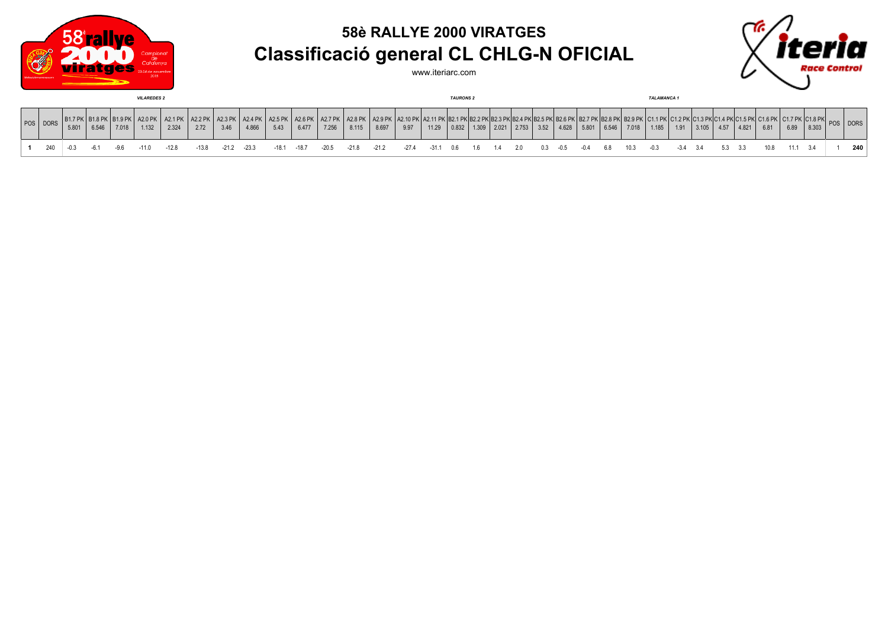## 58è RALLYE 2000 VIRATGES

# Classificació general CL CHLG-N OFICIAL

www.iteriarc.com

| POS | DORS | B1.7 PK 5.801 | B1.8 PK 6.546 | B1.9 PK 7.018 | A2.0 PK 1.132 | A2.1 PK 2.324 | A2.2 PK 2.72 | A2.3 PK 3.46 | A2.4 PK 4.866 | A2.5 PK 5.43 | A2.6 PK 6.477 | A2.7 PK 7.256 | A2.8 PK 8.115 | A2.9 PK 8.697 | A2.10 PK 9.97 | A2.11 PK 11.29 | B2.1 PK 0.832 | B2.2 PK 1.309 | B2.3 PK 2.021 | B2.4 PK 2.753 | B2.5 PK 3.52 | B2.6 PK 4.628 | B2.7 PK 5.801 | B2.8 PK 6.546 | B2.9 PK 7.018 | C1.1 PK 1.185 | C1.2 PK 1.91 | C1.3 PK 3.105 | C1.4 PK 4.57 | C1.5 PK 4.821 | C1.6 PK 6.81 | C1.7 PK 6.89 | C1.8 PK 8.303 | POS | DORS |
|---|---|---|---|---|---|---|---|---|---|---|---|---|---|---|---|---|---|---|---|---|---|---|---|---|---|---|---|---|---|---|---|---|---|---|---|
| | | VILAREDES 2 | | | | | | | | | | | | | | | TAURONS 2 | | | | | | | | | TALAMANCA 1 | | | | | | | | | |
| **1** | 240 | -0.3 | -6.1 | -9.6 | -11.0 | -12.8 | -13.8 | -21.2 | -23.3 | -18.1 | -18.7 | -20.5 | -21.8 | -21.2 | -27.4 | -31.1 | 0.6 | 1.6 | 1.4 | 2.0 | 0.3 | -0.5 | -0.4 | 6.8 | 10.3 | -0.3 | -3.4 | 3.4 | 5.3 | 3.3 | 10.8 | 11.1 | 3.4 | 1 | **240** |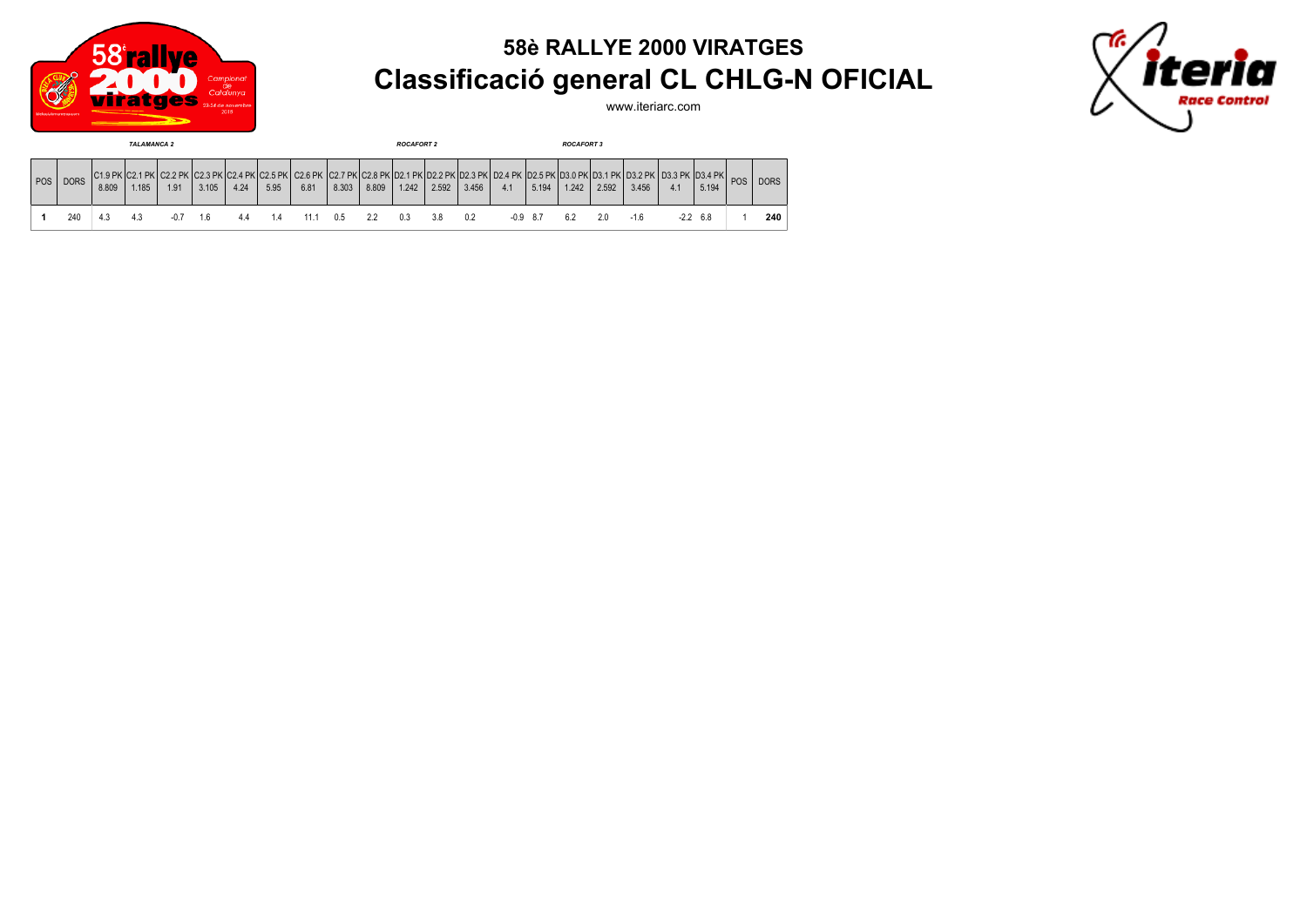# 58è RALLYE 2000 VIRATGES

## Classificació general CL CHLG-N OFICIAL

www.iteriarc.com

| | | TALAMANCA 2 | | | | | | | | | ROCAFORT 2 | | | | | ROCAFORT 3 | | | | | | | |
|---|---|---|---|---|---|---|---|---|---|---|---|---|---|---|---|---|---|---|---|---|---|---|---|
| POS | DORS | C1.9 PK 8.809 | C2.1 PK 1.185 | C2.2 PK 1.91 | C2.3 PK 3.105 | C2.4 PK 4.24 | C2.5 PK 5.95 | C2.6 PK 6.81 | C2.7 PK 8.303 | C2.8 PK 8.809 | D2.1 PK 1.242 | D2.2 PK 2.592 | D2.3 PK 3.456 | D2.4 PK 4.1 | D2.5 PK 5.194 | D3.0 PK 1.242 | D3.1 PK 2.592 | D3.2 PK 3.456 | D3.3 PK 4.1 | D3.4 PK 5.194 | POS | DORS |
| **1** | 240 | 4.3 | 4.3 | -0.7 | 1.6 | 4.4 | 1.4 | 11.1 | 0.5 | 2.2 | 0.3 | 3.8 | 0.2 | -0.9 | 8.7 | 6.2 | 2.0 | -1.6 | -2.2 | 6.8 | 1 | **240** |